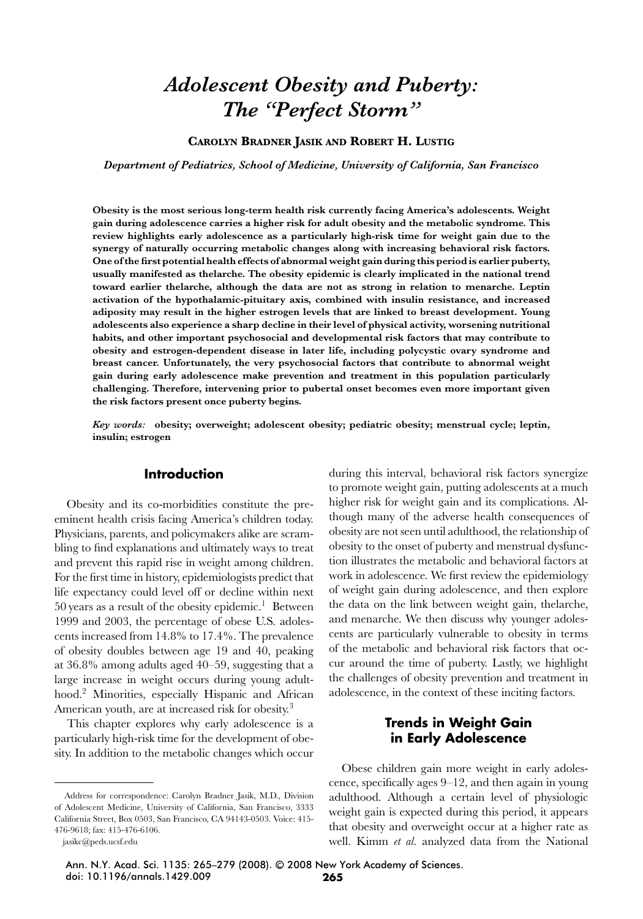# *Adolescent Obesity and Puberty: The "Perfect Storm"*

**CAROLYN BRADNER JASIK AND ROBERT H. LUSTIG**

***Department of Pediatrics, School of Medicine, University of California, San Francisco***

**Obesity is the most serious long-term health risk currently facing America's adolescents. Weight gain during adolescence carries a higher risk for adult obesity and the metabolic syndrome. This review highlights early adolescence as a particularly high-risk time for weight gain due to the synergy of naturally occurring metabolic changes along with increasing behavioral risk factors. One of the first potential health effects of abnormal weight gain during this period is earlier puberty, usually manifested as thelarche. The obesity epidemic is clearly implicated in the national trend toward earlier thelarche, although the data are not as strong in relation to menarche. Leptin activation of the hypothalamic-pituitary axis, combined with insulin resistance, and increased adiposity may result in the higher estrogen levels that are linked to breast development. Young adolescents also experience a sharp decline in their level of physical activity, worsening nutritional habits, and other important psychosocial and developmental risk factors that may contribute to obesity and estrogen-dependent disease in later life, including polycystic ovary syndrome and breast cancer. Unfortunately, the very psychosocial factors that contribute to abnormal weight gain during early adolescence make prevention and treatment in this population particularly challenging. Therefore, intervening prior to pubertal onset becomes even more important given the risk factors present once puberty begins.**

***Key words:*** **obesity; overweight; adolescent obesity; pediatric obesity; menstrual cycle; leptin, insulin; estrogen**

## Introduction

Obesity and its co-morbidities constitute the preeminent health crisis facing America's children today. Physicians, parents, and policymakers alike are scrambling to find explanations and ultimately ways to treat and prevent this rapid rise in weight among children. For the first time in history, epidemiologists predict that life expectancy could level off or decline within next 50 years as a result of the obesity epidemic.[1] Between 1999 and 2003, the percentage of obese U.S. adolescents increased from 14.8% to 17.4%. The prevalence of obesity doubles between age 19 and 40, peaking at 36.8% among adults aged 40–59, suggesting that a large increase in weight occurs during young adulthood.[2] Minorities, especially Hispanic and African American youth, are at increased risk for obesity.[3]

This chapter explores why early adolescence is a particularly high-risk time for the development of obesity. In addition to the metabolic changes which occur during this interval, behavioral risk factors synergize to promote weight gain, putting adolescents at a much higher risk for weight gain and its complications. Although many of the adverse health consequences of obesity are not seen until adulthood, the relationship of obesity to the onset of puberty and menstrual dysfunction illustrates the metabolic and behavioral factors at work in adolescence. We first review the epidemiology of weight gain during adolescence, and then explore the data on the link between weight gain, thelarche, and menarche. We then discuss why younger adolescents are particularly vulnerable to obesity in terms of the metabolic and behavioral risk factors that occur around the time of puberty. Lastly, we highlight the challenges of obesity prevention and treatment in adolescence, in the context of these inciting factors.

## Trends in Weight Gain in Early Adolescence

Obese children gain more weight in early adolescence, specifically ages 9–12, and then again in young adulthood. Although a certain level of physiologic weight gain is expected during this period, it appears that obesity and overweight occur at a higher rate as well. Kimm *et al.* analyzed data from the National

Address for correspondence: Carolyn Bradner Jasik, M.D., Division of Adolescent Medicine, University of California, San Francisco, 3333 California Street, Box 0503, San Francisco, CA 94143-0503. Voice: 415-476-9618; fax: 415-476-6106.
jasikc@peds.ucsf.edu

doi: 10.1196/annals.1429.009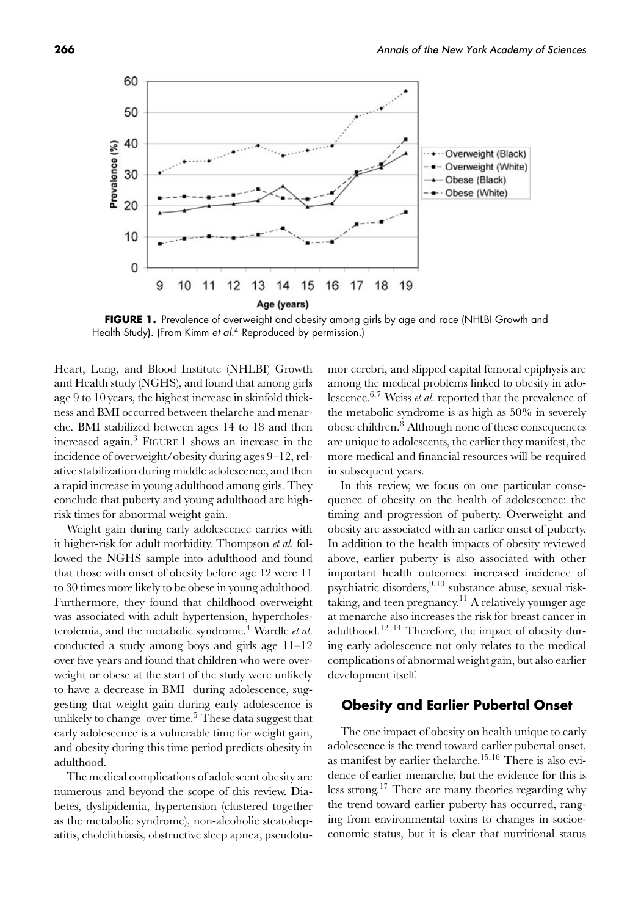60
50
40
30
20
10
0
Prevalence (%)
9 10 11 12 13 14 15 16 17 18 19
Age (years)
Overweight (Black)
Overweight (White)
Obese (Black)
Obese (White)

**FIGURE 1.** Prevalence of overweight and obesity among girls by age and race (NHLBI Growth and Health Study). (From Kimm *et al.*[4] Reproduced by permission.)

Heart, Lung, and Blood Institute (NHLBI) Growth and Health study (NGHS), and found that among girls age 9 to 10 years, the highest increase in skinfold thickness and BMI occurred between thelarche and menarche. BMI stabilized between ages 14 to 18 and then increased again.[3] FIGURE 1 shows an increase in the incidence of overweight/obesity during ages 9–12, relative stabilization during middle adolescence, and then a rapid increase in young adulthood among girls. They conclude that puberty and young adulthood are high-risk times for abnormal weight gain.

Weight gain during early adolescence carries with it higher-risk for adult morbidity. Thompson *et al.* followed the NGHS sample into adulthood and found that those with onset of obesity before age 12 were 11 to 30 times more likely to be obese in young adulthood. Furthermore, they found that childhood overweight was associated with adult hypertension, hypercholesterolemia, and the metabolic syndrome.[4] Wardle *et al.* conducted a study among boys and girls age 11–12 over five years and found that children who were overweight or obese at the start of the study were unlikely to have a decrease in BMI during adolescence, suggesting that weight gain during early adolescence is unlikely to change over time.[5] These data suggest that early adolescence is a vulnerable time for weight gain, and obesity during this time period predicts obesity in adulthood.

The medical complications of adolescent obesity are numerous and beyond the scope of this review. Diabetes, dyslipidemia, hypertension (clustered together as the metabolic syndrome), non-alcoholic steatohepatitis, cholelithiasis, obstructive sleep apnea, pseudotumor cerebri, and slipped capital femoral epiphysis are among the medical problems linked to obesity in adolescence.[6,7] Weiss *et al.* reported that the prevalence of the metabolic syndrome is as high as 50% in severely obese children.[8] Although none of these consequences are unique to adolescents, the earlier they manifest, the more medical and financial resources will be required in subsequent years.

In this review, we focus on one particular consequence of obesity on the health of adolescence: the timing and progression of puberty. Overweight and obesity are associated with an earlier onset of puberty. In addition to the health impacts of obesity reviewed above, earlier puberty is also associated with other important health outcomes: increased incidence of psychiatric disorders,[9,10] substance abuse, sexual risk-taking, and teen pregnancy.[11] A relatively younger age at menarche also increases the risk for breast cancer in adulthood.[12–14] Therefore, the impact of obesity during early adolescence not only relates to the medical complications of abnormal weight gain, but also earlier development itself.

## Obesity and Earlier Pubertal Onset

The one impact of obesity on health unique to early adolescence is the trend toward earlier pubertal onset, as manifest by earlier thelarche.[15,16] There is also evidence of earlier menarche, but the evidence for this is less strong.[17] There are many theories regarding why the trend toward earlier puberty has occurred, ranging from environmental toxins to changes in socioeconomic status, but it is clear that nutritional status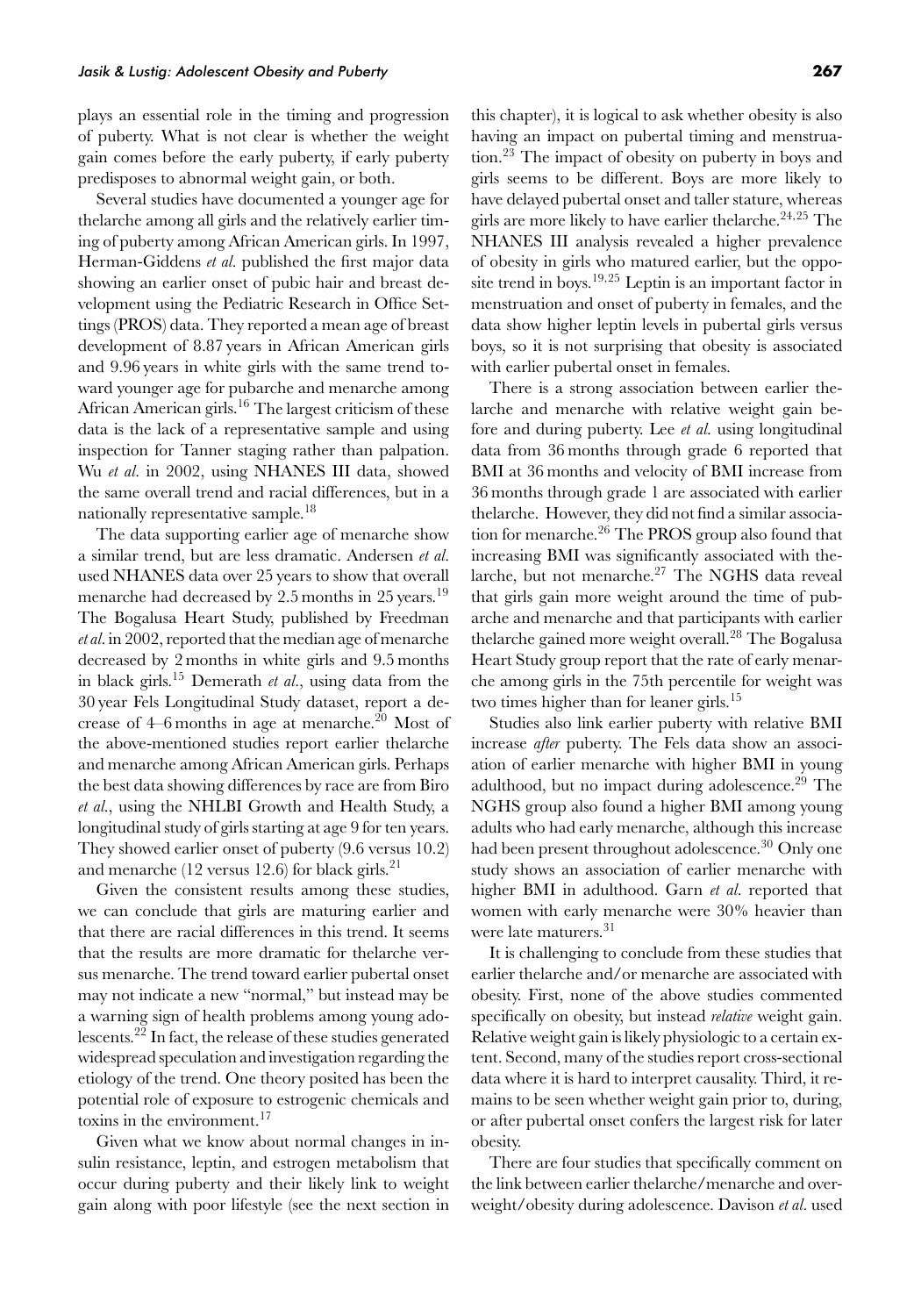plays an essential role in the timing and progression of puberty. What is not clear is whether the weight gain comes before the early puberty, if early puberty predisposes to abnormal weight gain, or both.

Several studies have documented a younger age for thelarche among all girls and the relatively earlier timing of puberty among African American girls. In 1997, Herman-Giddens *et al.* published the first major data showing an earlier onset of pubic hair and breast development using the Pediatric Research in Office Settings (PROS) data. They reported a mean age of breast development of 8.87 years in African American girls and 9.96 years in white girls with the same trend toward younger age for pubarche and menarche among African American girls.[16] The largest criticism of these data is the lack of a representative sample and using inspection for Tanner staging rather than palpation. Wu *et al.* in 2002, using NHANES III data, showed the same overall trend and racial differences, but in a nationally representative sample.[18]

The data supporting earlier age of menarche show a similar trend, but are less dramatic. Andersen *et al.* used NHANES data over 25 years to show that overall menarche had decreased by 2.5 months in 25 years.[19] The Bogalusa Heart Study, published by Freedman *et al.* in 2002, reported that the median age of menarche decreased by 2 months in white girls and 9.5 months in black girls.[15] Demerath *et al.*, using data from the 30 year Fels Longitudinal Study dataset, report a decrease of 4–6 months in age at menarche.[20] Most of the above-mentioned studies report earlier thelarche and menarche among African American girls. Perhaps the best data showing differences by race are from Biro *et al.*, using the NHLBI Growth and Health Study, a longitudinal study of girls starting at age 9 for ten years. They showed earlier onset of puberty (9.6 versus 10.2) and menarche (12 versus 12.6) for black girls.[21]

Given the consistent results among these studies, we can conclude that girls are maturing earlier and that there are racial differences in this trend. It seems that the results are more dramatic for thelarche versus menarche. The trend toward earlier pubertal onset may not indicate a new "normal," but instead may be a warning sign of health problems among young adolescents.[22] In fact, the release of these studies generated widespread speculation and investigation regarding the etiology of the trend. One theory posited has been the potential role of exposure to estrogenic chemicals and toxins in the environment.[17]

Given what we know about normal changes in insulin resistance, leptin, and estrogen metabolism that occur during puberty and their likely link to weight gain along with poor lifestyle (see the next section in this chapter), it is logical to ask whether obesity is also having an impact on pubertal timing and menstruation.[23] The impact of obesity on puberty in boys and girls seems to be different. Boys are more likely to have delayed pubertal onset and taller stature, whereas girls are more likely to have earlier thelarche.[24,25] The NHANES III analysis revealed a higher prevalence of obesity in girls who matured earlier, but the opposite trend in boys.[19,25] Leptin is an important factor in menstruation and onset of puberty in females, and the data show higher leptin levels in pubertal girls versus boys, so it is not surprising that obesity is associated with earlier pubertal onset in females.

There is a strong association between earlier thelarche and menarche with relative weight gain before and during puberty. Lee *et al.* using longitudinal data from 36 months through grade 6 reported that BMI at 36 months and velocity of BMI increase from 36 months through grade 1 are associated with earlier thelarche. However, they did not find a similar association for menarche.[26] The PROS group also found that increasing BMI was significantly associated with thelarche, but not menarche.[27] The NGHS data reveal that girls gain more weight around the time of pubarche and menarche and that participants with earlier thelarche gained more weight overall.[28] The Bogalusa Heart Study group report that the rate of early menarche among girls in the 75th percentile for weight was two times higher than for leaner girls.[15]

Studies also link earlier puberty with relative BMI increase *after* puberty. The Fels data show an association of earlier menarche with higher BMI in young adulthood, but no impact during adolescence.[29] The NGHS group also found a higher BMI among young adults who had early menarche, although this increase had been present throughout adolescence.[30] Only one study shows an association of earlier menarche with higher BMI in adulthood. Garn *et al.* reported that women with early menarche were 30% heavier than were late maturers.[31]

It is challenging to conclude from these studies that earlier thelarche and/or menarche are associated with obesity. First, none of the above studies commented specifically on obesity, but instead *relative* weight gain. Relative weight gain is likely physiologic to a certain extent. Second, many of the studies report cross-sectional data where it is hard to interpret causality. Third, it remains to be seen whether weight gain prior to, during, or after pubertal onset confers the largest risk for later obesity.

There are four studies that specifically comment on the link between earlier thelarche/menarche and overweight/obesity during adolescence. Davison *et al.* used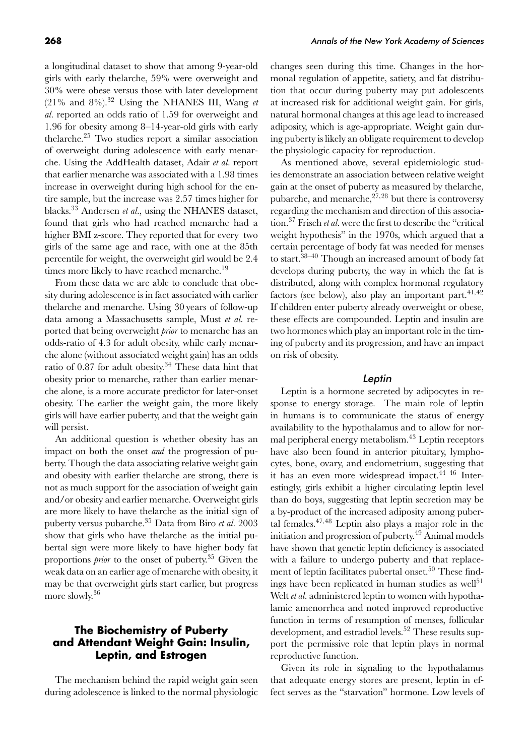a longitudinal dataset to show that among 9-year-old girls with early thelarche, 59% were overweight and 30% were obese versus those with later development (21% and 8%).[32] Using the NHANES III, Wang *et al.* reported an odds ratio of 1.59 for overweight and 1.96 for obesity among 8–14-year-old girls with early thelarche.[25] Two studies report a similar association of overweight during adolescence with early menarche. Using the AddHealth dataset, Adair *et al.* report that earlier menarche was associated with a 1.98 times increase in overweight during high school for the entire sample, but the increase was 2.57 times higher for blacks.[33] Andersen *et al.*, using the NHANES dataset, found that girls who had reached menarche had a higher BMI z-score. They reported that for every two girls of the same age and race, with one at the 85th percentile for weight, the overweight girl would be 2.4 times more likely to have reached menarche.[19]

From these data we are able to conclude that obesity during adolescence is in fact associated with earlier thelarche and menarche. Using 30 years of follow-up data among a Massachusetts sample, Must *et al.* reported that being overweight *prior* to menarche has an odds-ratio of 4.3 for adult obesity, while early menarche alone (without associated weight gain) has an odds ratio of 0.87 for adult obesity.[34] These data hint that obesity prior to menarche, rather than earlier menarche alone, is a more accurate predictor for later-onset obesity. The earlier the weight gain, the more likely girls will have earlier puberty, and that the weight gain will persist.

An additional question is whether obesity has an impact on both the onset *and* the progression of puberty. Though the data associating relative weight gain and obesity with earlier thelarche are strong, there is not as much support for the association of weight gain and/or obesity and earlier menarche. Overweight girls are more likely to have thelarche as the initial sign of puberty versus pubarche.[35] Data from Biro *et al.* 2003 show that girls who have thelarche as the initial pubertal sign were more likely to have higher body fat proportions *prior* to the onset of puberty.[35] Given the weak data on an earlier age of menarche with obesity, it may be that overweight girls start earlier, but progress more slowly.[36]

## The Biochemistry of Puberty and Attendant Weight Gain: Insulin, Leptin, and Estrogen

The mechanism behind the rapid weight gain seen during adolescence is linked to the normal physiologic changes seen during this time. Changes in the hormonal regulation of appetite, satiety, and fat distribution that occur during puberty may put adolescents at increased risk for additional weight gain. For girls, natural hormonal changes at this age lead to increased adiposity, which is age-appropriate. Weight gain during puberty is likely an obligate requirement to develop the physiologic capacity for reproduction.

As mentioned above, several epidemiologic studies demonstrate an association between relative weight gain at the onset of puberty as measured by thelarche, pubarche, and menarche,[27,28] but there is controversy regarding the mechanism and direction of this association.[37] Frisch *et al.* were the first to describe the "critical weight hypothesis" in the 1970s, which argued that a certain percentage of body fat was needed for menses to start.[38–40] Though an increased amount of body fat develops during puberty, the way in which the fat is distributed, along with complex hormonal regulatory factors (see below), also play an important part.[41,42] If children enter puberty already overweight or obese, these effects are compounded. Leptin and insulin are two hormones which play an important role in the timing of puberty and its progression, and have an impact on risk of obesity.

### *Leptin*

Leptin is a hormone secreted by adipocytes in response to energy storage. The main role of leptin in humans is to communicate the status of energy availability to the hypothalamus and to allow for normal peripheral energy metabolism.[43] Leptin receptors have also been found in anterior pituitary, lymphocytes, bone, ovary, and endometrium, suggesting that it has an even more widespread impact.[44–46] Interestingly, girls exhibit a higher circulating leptin level than do boys, suggesting that leptin secretion may be a by-product of the increased adiposity among pubertal females.[47,48] Leptin also plays a major role in the initiation and progression of puberty.[49] Animal models have shown that genetic leptin deficiency is associated with a failure to undergo puberty and that replacement of leptin facilitates pubertal onset.[50] These findings have been replicated in human studies as well[51] Welt *et al.* administered leptin to women with hypothalamic amenorrhea and noted improved reproductive function in terms of resumption of menses, follicular development, and estradiol levels.[52] These results support the permissive role that leptin plays in normal reproductive function.

Given its role in signaling to the hypothalamus that adequate energy stores are present, leptin in effect serves as the "starvation" hormone. Low levels of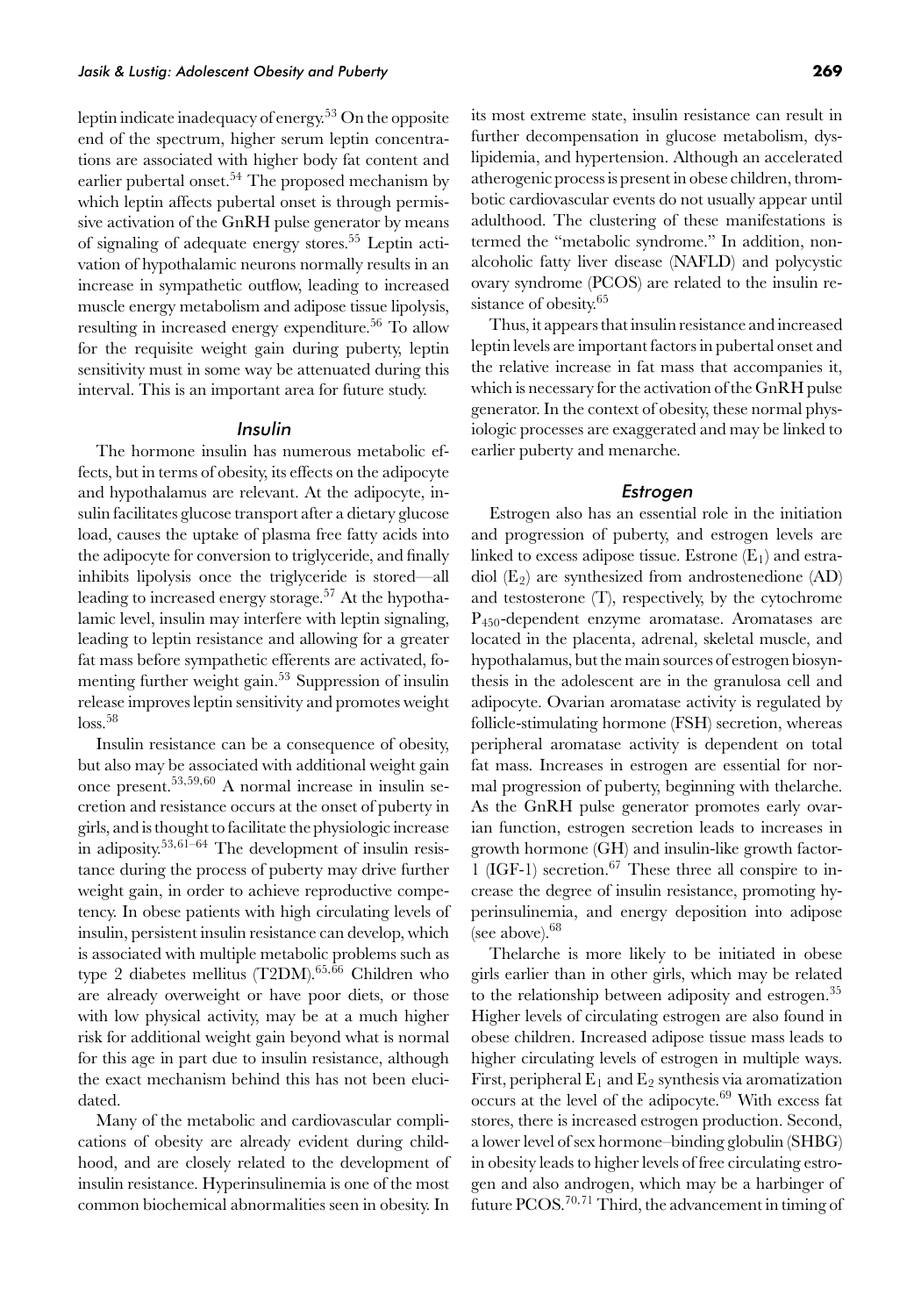leptin indicate inadequacy of energy.[53] On the opposite end of the spectrum, higher serum leptin concentrations are associated with higher body fat content and earlier pubertal onset.[54] The proposed mechanism by which leptin affects pubertal onset is through permissive activation of the GnRH pulse generator by means of signaling of adequate energy stores.[55] Leptin activation of hypothalamic neurons normally results in an increase in sympathetic outflow, leading to increased muscle energy metabolism and adipose tissue lipolysis, resulting in increased energy expenditure.[56] To allow for the requisite weight gain during puberty, leptin sensitivity must in some way be attenuated during this interval. This is an important area for future study.

### *Insulin*

The hormone insulin has numerous metabolic effects, but in terms of obesity, its effects on the adipocyte and hypothalamus are relevant. At the adipocyte, insulin facilitates glucose transport after a dietary glucose load, causes the uptake of plasma free fatty acids into the adipocyte for conversion to triglyceride, and finally inhibits lipolysis once the triglyceride is stored—all leading to increased energy storage.[57] At the hypothalamic level, insulin may interfere with leptin signaling, leading to leptin resistance and allowing for a greater fat mass before sympathetic efferents are activated, fomenting further weight gain.[53] Suppression of insulin release improves leptin sensitivity and promotes weight loss.[58]

Insulin resistance can be a consequence of obesity, but also may be associated with additional weight gain once present.[53,59,60] A normal increase in insulin secretion and resistance occurs at the onset of puberty in girls, and is thought to facilitate the physiologic increase in adiposity.[53,61–64] The development of insulin resistance during the process of puberty may drive further weight gain, in order to achieve reproductive competency. In obese patients with high circulating levels of insulin, persistent insulin resistance can develop, which is associated with multiple metabolic problems such as type 2 diabetes mellitus (T2DM).[65,66] Children who are already overweight or have poor diets, or those with low physical activity, may be at a much higher risk for additional weight gain beyond what is normal for this age in part due to insulin resistance, although the exact mechanism behind this has not been elucidated.

Many of the metabolic and cardiovascular complications of obesity are already evident during childhood, and are closely related to the development of insulin resistance. Hyperinsulinemia is one of the most common biochemical abnormalities seen in obesity. In its most extreme state, insulin resistance can result in further decompensation in glucose metabolism, dyslipidemia, and hypertension. Although an accelerated atherogenic process is present in obese children, thrombotic cardiovascular events do not usually appear until adulthood. The clustering of these manifestations is termed the "metabolic syndrome." In addition, nonalcoholic fatty liver disease (NAFLD) and polycystic ovary syndrome (PCOS) are related to the insulin resistance of obesity.[65]

Thus, it appears that insulin resistance and increased leptin levels are important factors in pubertal onset and the relative increase in fat mass that accompanies it, which is necessary for the activation of the GnRH pulse generator. In the context of obesity, these normal physiologic processes are exaggerated and may be linked to earlier puberty and menarche.

### *Estrogen*

Estrogen also has an essential role in the initiation and progression of puberty, and estrogen levels are linked to excess adipose tissue. Estrone ($E_1$) and estradiol ($E_2$) are synthesized from androstenedione (AD) and testosterone (T), respectively, by the cytochrome $P_{450}$-dependent enzyme aromatase. Aromatases are located in the placenta, adrenal, skeletal muscle, and hypothalamus, but the main sources of estrogen biosynthesis in the adolescent are in the granulosa cell and adipocyte. Ovarian aromatase activity is regulated by follicle-stimulating hormone (FSH) secretion, whereas peripheral aromatase activity is dependent on total fat mass. Increases in estrogen are essential for normal progression of puberty, beginning with thelarche. As the GnRH pulse generator promotes early ovarian function, estrogen secretion leads to increases in growth hormone (GH) and insulin-like growth factor-1 (IGF-1) secretion.[67] These three all conspire to increase the degree of insulin resistance, promoting hyperinsulinemia, and energy deposition into adipose (see above).[68]

Thelarche is more likely to be initiated in obese girls earlier than in other girls, which may be related to the relationship between adiposity and estrogen.[35] Higher levels of circulating estrogen are also found in obese children. Increased adipose tissue mass leads to higher circulating levels of estrogen in multiple ways. First, peripheral $E_1$ and $E_2$ synthesis via aromatization occurs at the level of the adipocyte.[69] With excess fat stores, there is increased estrogen production. Second, a lower level of sex hormone–binding globulin (SHBG) in obesity leads to higher levels of free circulating estrogen and also androgen, which may be a harbinger of future PCOS.[70,71] Third, the advancement in timing of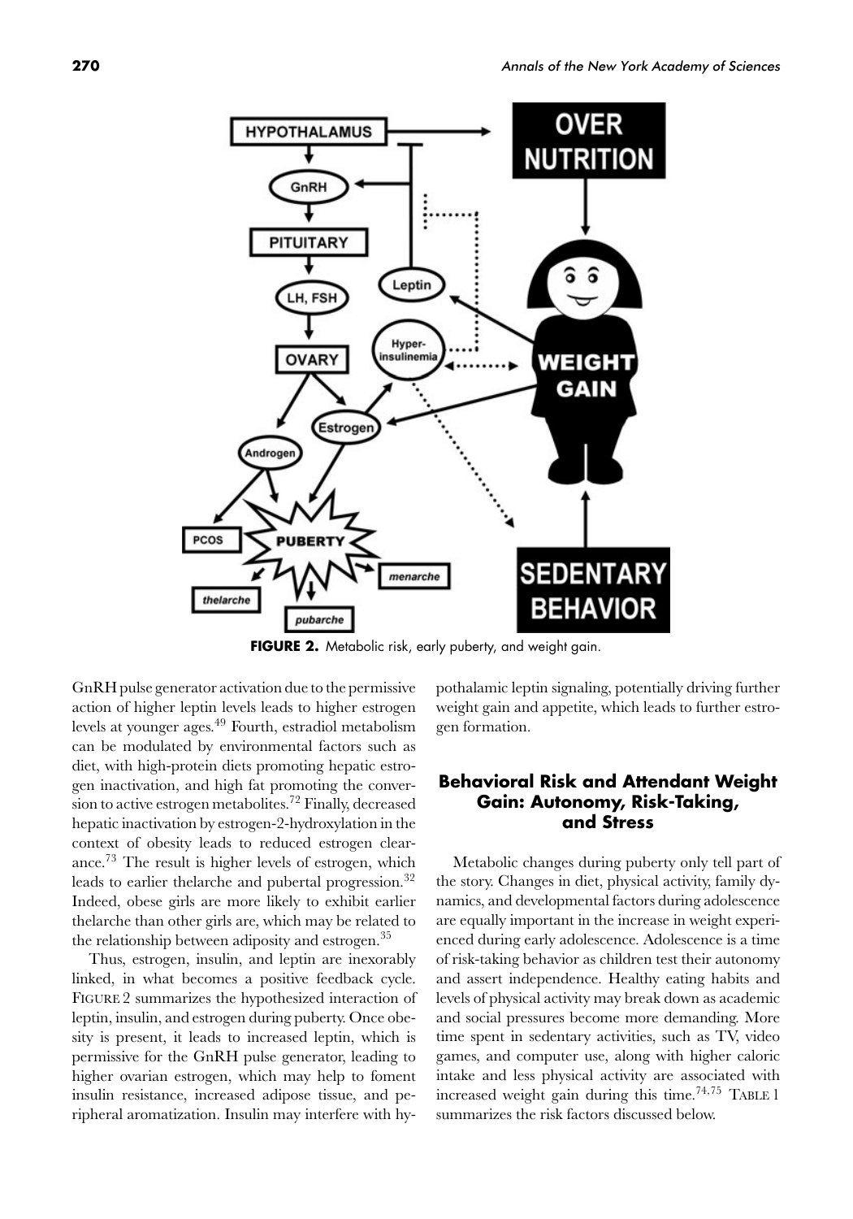HYPOTHALAMUS

GnRH

PITUITARY

LH, FSH

OVARY

Leptin

Hyper-insulinemia

Estrogen

Androgen

PCOS

PUBERTY

thelarche

pubarche

menarche

OVER NUTRITION

WEIGHT GAIN

SEDENTARY BEHAVIOR

**FIGURE 2.** Metabolic risk, early puberty, and weight gain.

GnRH pulse generator activation due to the permissive action of higher leptin levels leads to higher estrogen levels at younger ages.[49] Fourth, estradiol metabolism can be modulated by environmental factors such as diet, with high-protein diets promoting hepatic estrogen inactivation, and high fat promoting the conversion to active estrogen metabolites.[72] Finally, decreased hepatic inactivation by estrogen-2-hydroxylation in the context of obesity leads to reduced estrogen clearance.[73] The result is higher levels of estrogen, which leads to earlier thelarche and pubertal progression.[32] Indeed, obese girls are more likely to exhibit earlier thelarche than other girls are, which may be related to the relationship between adiposity and estrogen.[35]

Thus, estrogen, insulin, and leptin are inexorably linked, in what becomes a positive feedback cycle. FIGURE 2 summarizes the hypothesized interaction of leptin, insulin, and estrogen during puberty. Once obesity is present, it leads to increased leptin, which is permissive for the GnRH pulse generator, leading to higher ovarian estrogen, which may help to foment insulin resistance, increased adipose tissue, and peripheral aromatization. Insulin may interfere with hypothalamic leptin signaling, potentially driving further weight gain and appetite, which leads to further estrogen formation.

## Behavioral Risk and Attendant Weight Gain: Autonomy, Risk-Taking, and Stress

Metabolic changes during puberty only tell part of the story. Changes in diet, physical activity, family dynamics, and developmental factors during adolescence are equally important in the increase in weight experienced during early adolescence. Adolescence is a time of risk-taking behavior as children test their autonomy and assert independence. Healthy eating habits and levels of physical activity may break down as academic and social pressures become more demanding. More time spent in sedentary activities, such as TV, video games, and computer use, along with higher caloric intake and less physical activity are associated with increased weight gain during this time.[74,75] TABLE 1 summarizes the risk factors discussed below.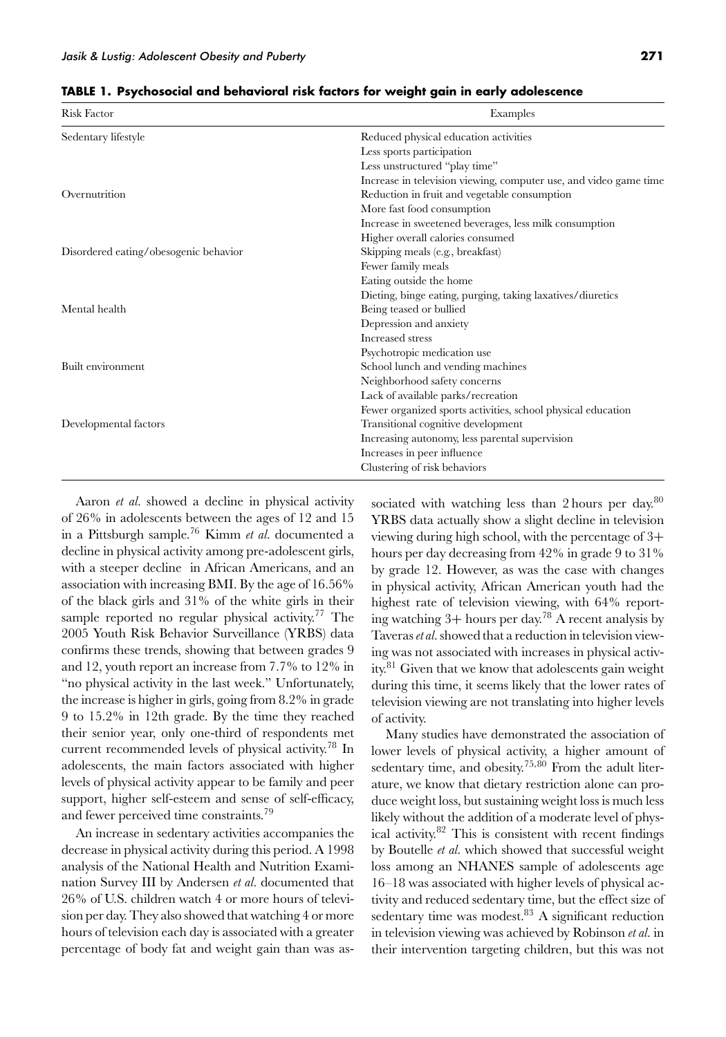**TABLE 1. Psychosocial and behavioral risk factors for weight gain in early adolescence**

| Risk Factor | Examples |
|---|---|
| Sedentary lifestyle | Reduced physical education activities |
| | Less sports participation |
| | Less unstructured "play time" |
| | Increase in television viewing, computer use, and video game time |
| Overnutrition | Reduction in fruit and vegetable consumption |
| | More fast food consumption |
| | Increase in sweetened beverages, less milk consumption |
| | Higher overall calories consumed |
| Disordered eating/obesogenic behavior | Skipping meals (e.g., breakfast) |
| | Fewer family meals |
| | Eating outside the home |
| | Dieting, binge eating, purging, taking laxatives/diuretics |
| Mental health | Being teased or bullied |
| | Depression and anxiety |
| | Increased stress |
| | Psychotropic medication use |
| Built environment | School lunch and vending machines |
| | Neighborhood safety concerns |
| | Lack of available parks/recreation |
| | Fewer organized sports activities, school physical education |
| Developmental factors | Transitional cognitive development |
| | Increasing autonomy, less parental supervision |
| | Increases in peer influence |
| | Clustering of risk behaviors |

Aaron *et al.* showed a decline in physical activity of 26% in adolescents between the ages of 12 and 15 in a Pittsburgh sample.[76] Kimm *et al.* documented a decline in physical activity among pre-adolescent girls, with a steeper decline in African Americans, and an association with increasing BMI. By the age of 16.56% of the black girls and 31% of the white girls in their sample reported no regular physical activity.[77] The 2005 Youth Risk Behavior Surveillance (YRBS) data confirms these trends, showing that between grades 9 and 12, youth report an increase from 7.7% to 12% in "no physical activity in the last week." Unfortunately, the increase is higher in girls, going from 8.2% in grade 9 to 15.2% in 12th grade. By the time they reached their senior year, only one-third of respondents met current recommended levels of physical activity.[78] In adolescents, the main factors associated with higher levels of physical activity appear to be family and peer support, higher self-esteem and sense of self-efficacy, and fewer perceived time constraints.[79]

An increase in sedentary activities accompanies the decrease in physical activity during this period. A 1998 analysis of the National Health and Nutrition Examination Survey III by Andersen *et al.* documented that 26% of U.S. children watch 4 or more hours of television per day. They also showed that watching 4 or more hours of television each day is associated with a greater percentage of body fat and weight gain than was associated with watching less than 2 hours per day.[80] YRBS data actually show a slight decline in television viewing during high school, with the percentage of 3+ hours per day decreasing from 42% in grade 9 to 31% by grade 12. However, as was the case with changes in physical activity, African American youth had the highest rate of television viewing, with 64% reporting watching 3+ hours per day.[78] A recent analysis by Taveras *et al.* showed that a reduction in television viewing was not associated with increases in physical activity.[81] Given that we know that adolescents gain weight during this time, it seems likely that the lower rates of television viewing are not translating into higher levels of activity.

Many studies have demonstrated the association of lower levels of physical activity, a higher amount of sedentary time, and obesity.[75,80] From the adult literature, we know that dietary restriction alone can produce weight loss, but sustaining weight loss is much less likely without the addition of a moderate level of physical activity.[82] This is consistent with recent findings by Boutelle *et al.* which showed that successful weight loss among an NHANES sample of adolescents age 16–18 was associated with higher levels of physical activity and reduced sedentary time, but the effect size of sedentary time was modest.[83] A significant reduction in television viewing was achieved by Robinson *et al.* in their intervention targeting children, but this was not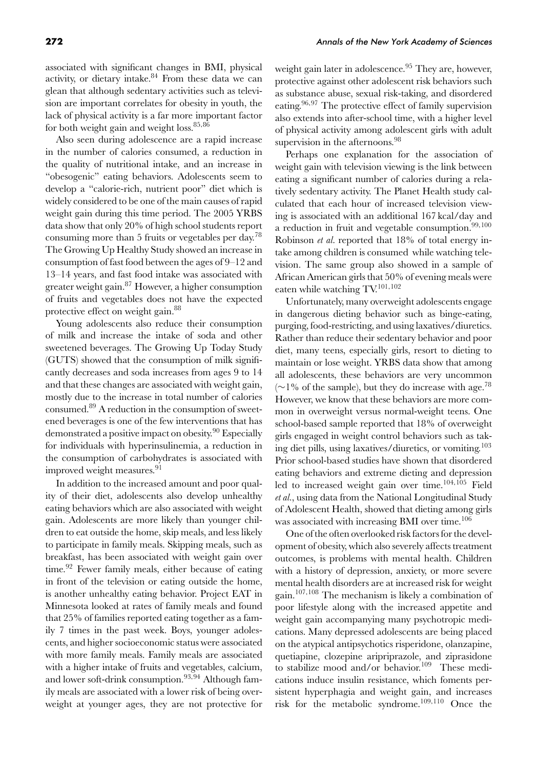associated with significant changes in BMI, physical activity, or dietary intake.[84] From these data we can glean that although sedentary activities such as television are important correlates for obesity in youth, the lack of physical activity is a far more important factor for both weight gain and weight loss.[85,86]

Also seen during adolescence are a rapid increase in the number of calories consumed, a reduction in the quality of nutritional intake, and an increase in "obesogenic" eating behaviors. Adolescents seem to develop a "calorie-rich, nutrient poor" diet which is widely considered to be one of the main causes of rapid weight gain during this time period. The 2005 YRBS data show that only 20% of high school students report consuming more than 5 fruits or vegetables per day.[78] The Growing Up Healthy Study showed an increase in consumption of fast food between the ages of 9–12 and 13–14 years, and fast food intake was associated with greater weight gain.[87] However, a higher consumption of fruits and vegetables does not have the expected protective effect on weight gain.[88]

Young adolescents also reduce their consumption of milk and increase the intake of soda and other sweetened beverages. The Growing Up Today Study (GUTS) showed that the consumption of milk significantly decreases and soda increases from ages 9 to 14 and that these changes are associated with weight gain, mostly due to the increase in total number of calories consumed.[89] A reduction in the consumption of sweetened beverages is one of the few interventions that has demonstrated a positive impact on obesity.[90] Especially for individuals with hyperinsulinemia, a reduction in the consumption of carbohydrates is associated with improved weight measures.[91]

In addition to the increased amount and poor quality of their diet, adolescents also develop unhealthy eating behaviors which are also associated with weight gain. Adolescents are more likely than younger children to eat outside the home, skip meals, and less likely to participate in family meals. Skipping meals, such as breakfast, has been associated with weight gain over time.[92] Fewer family meals, either because of eating in front of the television or eating outside the home, is another unhealthy eating behavior. Project EAT in Minnesota looked at rates of family meals and found that 25% of families reported eating together as a family 7 times in the past week. Boys, younger adolescents, and higher socioeconomic status were associated with more family meals. Family meals are associated with a higher intake of fruits and vegetables, calcium, and lower soft-drink consumption.[93,94] Although family meals are associated with a lower risk of being overweight at younger ages, they are not protective for weight gain later in adolescence.[95] They are, however, protective against other adolescent risk behaviors such as substance abuse, sexual risk-taking, and disordered eating.[96,97] The protective effect of family supervision also extends into after-school time, with a higher level of physical activity among adolescent girls with adult supervision in the afternoons.[98]

Perhaps one explanation for the association of weight gain with television viewing is the link between eating a significant number of calories during a relatively sedentary activity. The Planet Health study calculated that each hour of increased television viewing is associated with an additional 167 kcal/day and a reduction in fruit and vegetable consumption.[99,100] Robinson *et al.* reported that 18% of total energy intake among children is consumed while watching television. The same group also showed in a sample of African American girls that 50% of evening meals were eaten while watching TV.[101,102]

Unfortunately, many overweight adolescents engage in dangerous dieting behavior such as binge-eating, purging, food-restricting, and using laxatives/diuretics. Rather than reduce their sedentary behavior and poor diet, many teens, especially girls, resort to dieting to maintain or lose weight. YRBS data show that among all adolescents, these behaviors are very uncommon (~1% of the sample), but they do increase with age.[78] However, we know that these behaviors are more common in overweight versus normal-weight teens. One school-based sample reported that 18% of overweight girls engaged in weight control behaviors such as taking diet pills, using laxatives/diuretics, or vomiting.[103] Prior school-based studies have shown that disordered eating behaviors and extreme dieting and depression led to increased weight gain over time.[104,105] Field *et al.*, using data from the National Longitudinal Study of Adolescent Health, showed that dieting among girls was associated with increasing BMI over time.[106]

One of the often overlooked risk factors for the development of obesity, which also severely affects treatment outcomes, is problems with mental health. Children with a history of depression, anxiety, or more severe mental health disorders are at increased risk for weight gain.[107,108] The mechanism is likely a combination of poor lifestyle along with the increased appetite and weight gain accompanying many psychotropic medications. Many depressed adolescents are being placed on the atypical antipsychotics risperidone, olanzapine, quetiapine, clozepine aripriprazole, and ziprasidone to stabilize mood and/or behavior.[109] These medications induce insulin resistance, which foments persistent hyperphagia and weight gain, and increases risk for the metabolic syndrome.[109,110] Once the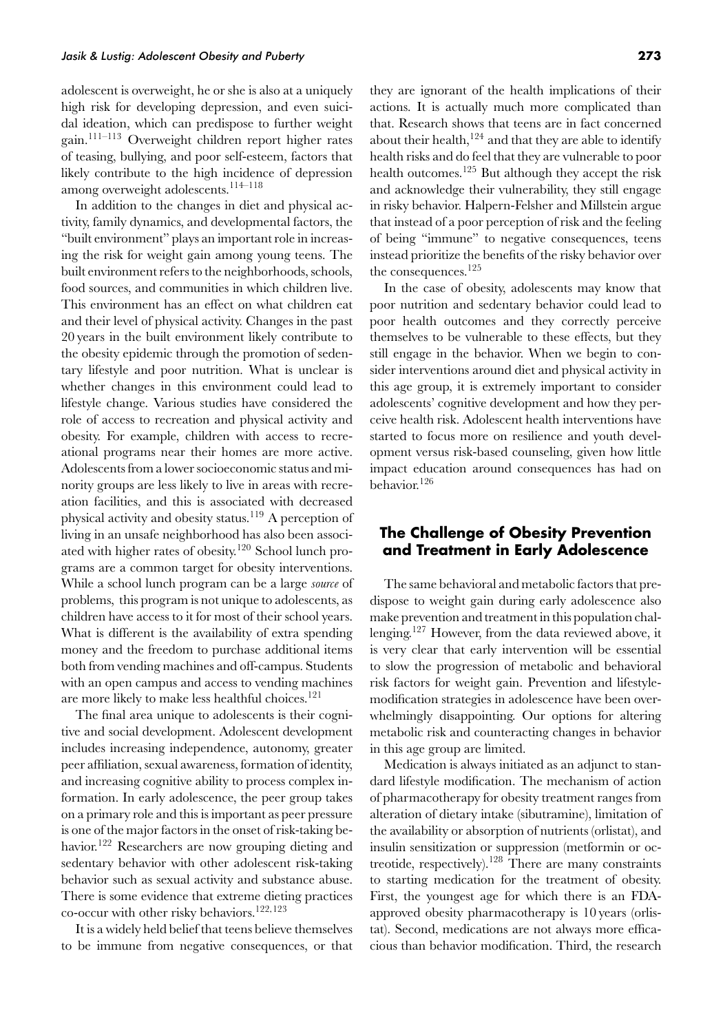adolescent is overweight, he or she is also at a uniquely high risk for developing depression, and even suicidal ideation, which can predispose to further weight gain.[111–113] Overweight children report higher rates of teasing, bullying, and poor self-esteem, factors that likely contribute to the high incidence of depression among overweight adolescents.[114–118]

In addition to the changes in diet and physical activity, family dynamics, and developmental factors, the "built environment" plays an important role in increasing the risk for weight gain among young teens. The built environment refers to the neighborhoods, schools, food sources, and communities in which children live. This environment has an effect on what children eat and their level of physical activity. Changes in the past 20 years in the built environment likely contribute to the obesity epidemic through the promotion of sedentary lifestyle and poor nutrition. What is unclear is whether changes in this environment could lead to lifestyle change. Various studies have considered the role of access to recreation and physical activity and obesity. For example, children with access to recreational programs near their homes are more active. Adolescents from a lower socioeconomic status and minority groups are less likely to live in areas with recreation facilities, and this is associated with decreased physical activity and obesity status.[119] A perception of living in an unsafe neighborhood has also been associated with higher rates of obesity.[120] School lunch programs are a common target for obesity interventions. While a school lunch program can be a large *source* of problems, this program is not unique to adolescents, as children have access to it for most of their school years. What is different is the availability of extra spending money and the freedom to purchase additional items both from vending machines and off-campus. Students with an open campus and access to vending machines are more likely to make less healthful choices.[121]

The final area unique to adolescents is their cognitive and social development. Adolescent development includes increasing independence, autonomy, greater peer affiliation, sexual awareness, formation of identity, and increasing cognitive ability to process complex information. In early adolescence, the peer group takes on a primary role and this is important as peer pressure is one of the major factors in the onset of risk-taking behavior.[122] Researchers are now grouping dieting and sedentary behavior with other adolescent risk-taking behavior such as sexual activity and substance abuse. There is some evidence that extreme dieting practices co-occur with other risky behaviors.[122,123]

It is a widely held belief that teens believe themselves to be immune from negative consequences, or that they are ignorant of the health implications of their actions. It is actually much more complicated than that. Research shows that teens are in fact concerned about their health,[124] and that they are able to identify health risks and do feel that they are vulnerable to poor health outcomes.[125] But although they accept the risk and acknowledge their vulnerability, they still engage in risky behavior. Halpern-Felsher and Millstein argue that instead of a poor perception of risk and the feeling of being "immune" to negative consequences, teens instead prioritize the benefits of the risky behavior over the consequences.[125]

In the case of obesity, adolescents may know that poor nutrition and sedentary behavior could lead to poor health outcomes and they correctly perceive themselves to be vulnerable to these effects, but they still engage in the behavior. When we begin to consider interventions around diet and physical activity in this age group, it is extremely important to consider adolescents' cognitive development and how they perceive health risk. Adolescent health interventions have started to focus more on resilience and youth development versus risk-based counseling, given how little impact education around consequences has had on behavior.[126]

## The Challenge of Obesity Prevention and Treatment in Early Adolescence

The same behavioral and metabolic factors that predispose to weight gain during early adolescence also make prevention and treatment in this population challenging.[127] However, from the data reviewed above, it is very clear that early intervention will be essential to slow the progression of metabolic and behavioral risk factors for weight gain. Prevention and lifestyle-modification strategies in adolescence have been overwhelmingly disappointing. Our options for altering metabolic risk and counteracting changes in behavior in this age group are limited.

Medication is always initiated as an adjunct to standard lifestyle modification. The mechanism of action of pharmacotherapy for obesity treatment ranges from alteration of dietary intake (sibutramine), limitation of the availability or absorption of nutrients (orlistat), and insulin sensitization or suppression (metformin or octreotide, respectively).[128] There are many constraints to starting medication for the treatment of obesity. First, the youngest age for which there is an FDA-approved obesity pharmacotherapy is 10 years (orlistat). Second, medications are not always more efficacious than behavior modification. Third, the research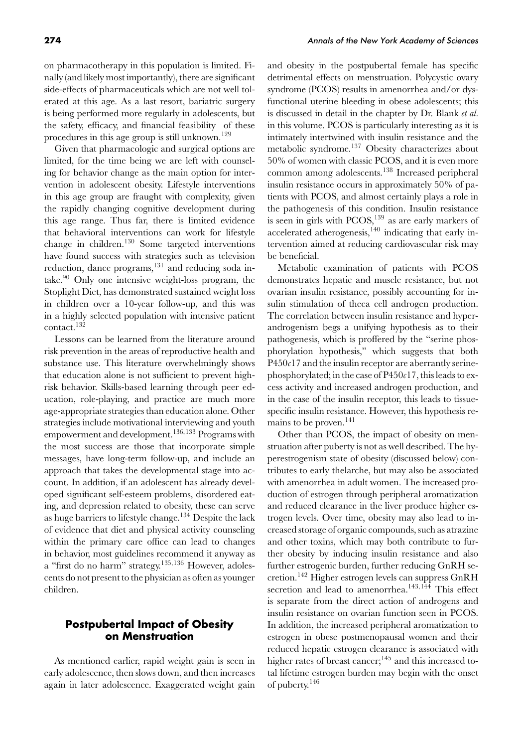on pharmacotherapy in this population is limited. Finally (and likely most importantly), there are significant side-effects of pharmaceuticals which are not well tolerated at this age. As a last resort, bariatric surgery is being performed more regularly in adolescents, but the safety, efficacy, and financial feasibility of these procedures in this age group is still unknown.[129]

Given that pharmacologic and surgical options are limited, for the time being we are left with counseling for behavior change as the main option for intervention in adolescent obesity. Lifestyle interventions in this age group are fraught with complexity, given the rapidly changing cognitive development during this age range. Thus far, there is limited evidence that behavioral interventions can work for lifestyle change in children.[130] Some targeted interventions have found success with strategies such as television reduction, dance programs,[131] and reducing soda intake.[90] Only one intensive weight-loss program, the Stoplight Diet, has demonstrated sustained weight loss in children over a 10-year follow-up, and this was in a highly selected population with intensive patient contact.[132]

Lessons can be learned from the literature around risk prevention in the areas of reproductive health and substance use. This literature overwhelmingly shows that education alone is not sufficient to prevent high-risk behavior. Skills-based learning through peer education, role-playing, and practice are much more age-appropriate strategies than education alone. Other strategies include motivational interviewing and youth empowerment and development.[136,133] Programs with the most success are those that incorporate simple messages, have long-term follow-up, and include an approach that takes the developmental stage into account. In addition, if an adolescent has already developed significant self-esteem problems, disordered eating, and depression related to obesity, these can serve as huge barriers to lifestyle change.[134] Despite the lack of evidence that diet and physical activity counseling within the primary care office can lead to changes in behavior, most guidelines recommend it anyway as a "first do no harm" strategy.[135,136] However, adolescents do not present to the physician as often as younger children.

## Postpubertal Impact of Obesity on Menstruation

As mentioned earlier, rapid weight gain is seen in early adolescence, then slows down, and then increases again in later adolescence. Exaggerated weight gain and obesity in the postpubertal female has specific detrimental effects on menstruation. Polycystic ovary syndrome (PCOS) results in amenorrhea and/or dysfunctional uterine bleeding in obese adolescents; this is discussed in detail in the chapter by Dr. Blank *et al.* in this volume. PCOS is particularly interesting as it is intimately intertwined with insulin resistance and the metabolic syndrome.[137] Obesity characterizes about 50% of women with classic PCOS, and it is even more common among adolescents.[138] Increased peripheral insulin resistance occurs in approximately 50% of patients with PCOS, and almost certainly plays a role in the pathogenesis of this condition. Insulin resistance is seen in girls with PCOS,[139] as are early markers of accelerated atherogenesis,[140] indicating that early intervention aimed at reducing cardiovascular risk may be beneficial.

Metabolic examination of patients with PCOS demonstrates hepatic and muscle resistance, but not ovarian insulin resistance, possibly accounting for insulin stimulation of theca cell androgen production. The correlation between insulin resistance and hyperandrogenism begs a unifying hypothesis as to their pathogenesis, which is proffered by the "serine phosphorylation hypothesis," which suggests that both P450*c*17 and the insulin receptor are aberrantly serine-phosphorylated; in the case of P450*c*17, this leads to excess activity and increased androgen production, and in the case of the insulin receptor, this leads to tissue-specific insulin resistance. However, this hypothesis remains to be proven.[141]

Other than PCOS, the impact of obesity on menstruation after puberty is not as well described. The hyperestrogenism state of obesity (discussed below) contributes to early thelarche, but may also be associated with amenorrhea in adult women. The increased production of estrogen through peripheral aromatization and reduced clearance in the liver produce higher estrogen levels. Over time, obesity may also lead to increased storage of organic compounds, such as atrazine and other toxins, which may both contribute to further obesity by inducing insulin resistance and also further estrogenic burden, further reducing GnRH secretion.[142] Higher estrogen levels can suppress GnRH secretion and lead to amenorrhea.[143,144] This effect is separate from the direct action of androgens and insulin resistance on ovarian function seen in PCOS. In addition, the increased peripheral aromatization to estrogen in obese postmenopausal women and their reduced hepatic estrogen clearance is associated with higher rates of breast cancer;[145] and this increased total lifetime estrogen burden may begin with the onset of puberty.[146]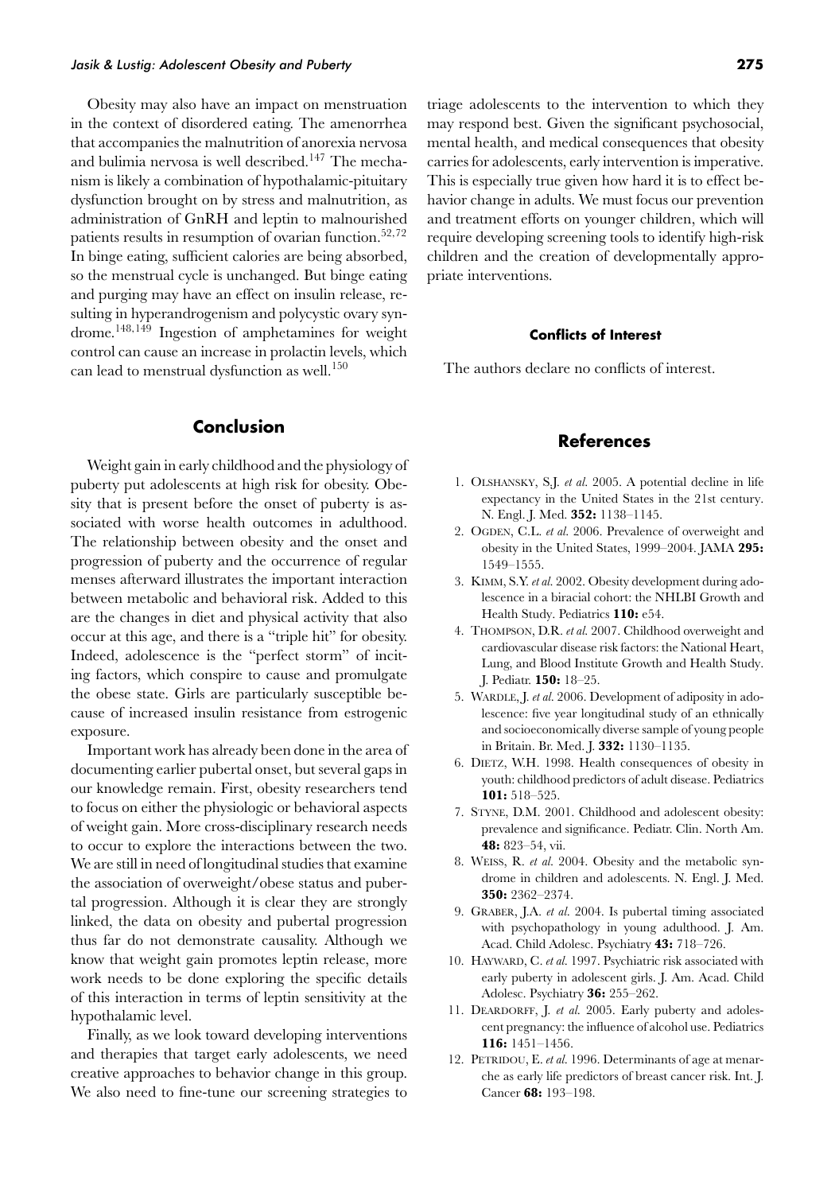Obesity may also have an impact on menstruation in the context of disordered eating. The amenorrhea that accompanies the malnutrition of anorexia nervosa and bulimia nervosa is well described.[147] The mechanism is likely a combination of hypothalamic-pituitary dysfunction brought on by stress and malnutrition, as administration of GnRH and leptin to malnourished patients results in resumption of ovarian function.[52,72] In binge eating, sufficient calories are being absorbed, so the menstrual cycle is unchanged. But binge eating and purging may have an effect on insulin release, resulting in hyperandrogenism and polycystic ovary syndrome.[148,149] Ingestion of amphetamines for weight control can cause an increase in prolactin levels, which can lead to menstrual dysfunction as well.[150]

## Conclusion

Weight gain in early childhood and the physiology of puberty put adolescents at high risk for obesity. Obesity that is present before the onset of puberty is associated with worse health outcomes in adulthood. The relationship between obesity and the onset and progression of puberty and the occurrence of regular menses afterward illustrates the important interaction between metabolic and behavioral risk. Added to this are the changes in diet and physical activity that also occur at this age, and there is a "triple hit" for obesity. Indeed, adolescence is the "perfect storm" of inciting factors, which conspire to cause and promulgate the obese state. Girls are particularly susceptible because of increased insulin resistance from estrogenic exposure.

Important work has already been done in the area of documenting earlier pubertal onset, but several gaps in our knowledge remain. First, obesity researchers tend to focus on either the physiologic or behavioral aspects of weight gain. More cross-disciplinary research needs to occur to explore the interactions between the two. We are still in need of longitudinal studies that examine the association of overweight/obese status and pubertal progression. Although it is clear they are strongly linked, the data on obesity and pubertal progression thus far do not demonstrate causality. Although we know that weight gain promotes leptin release, more work needs to be done exploring the specific details of this interaction in terms of leptin sensitivity at the hypothalamic level.

Finally, as we look toward developing interventions and therapies that target early adolescents, we need creative approaches to behavior change in this group. We also need to fine-tune our screening strategies to triage adolescents to the intervention to which they may respond best. Given the significant psychosocial, mental health, and medical consequences that obesity carries for adolescents, early intervention is imperative. This is especially true given how hard it is to effect behavior change in adults. We must focus our prevention and treatment efforts on younger children, which will require developing screening tools to identify high-risk children and the creation of developmentally appropriate interventions.

#### Conflicts of Interest

The authors declare no conflicts of interest.

## References

1. Olshansky, S.J. *et al.* 2005. A potential decline in life expectancy in the United States in the 21st century. N. Engl. J. Med. **352:** 1138–1145.
2. Ogden, C.L. *et al.* 2006. Prevalence of overweight and obesity in the United States, 1999–2004. JAMA **295:** 1549–1555.
3. Kimm, S.Y. *et al.* 2002. Obesity development during adolescence in a biracial cohort: the NHLBI Growth and Health Study. Pediatrics **110:** e54.
4. Thompson, D.R. *et al.* 2007. Childhood overweight and cardiovascular disease risk factors: the National Heart, Lung, and Blood Institute Growth and Health Study. J. Pediatr. **150:** 18–25.
5. Wardle, J. *et al.* 2006. Development of adiposity in adolescence: five year longitudinal study of an ethnically and socioeconomically diverse sample of young people in Britain. Br. Med. J. **332:** 1130–1135.
6. Dietz, W.H. 1998. Health consequences of obesity in youth: childhood predictors of adult disease. Pediatrics **101:** 518–525.
7. Styne, D.M. 2001. Childhood and adolescent obesity: prevalence and significance. Pediatr. Clin. North Am. **48:** 823–54, vii.
8. Weiss, R. *et al.* 2004. Obesity and the metabolic syndrome in children and adolescents. N. Engl. J. Med. **350:** 2362–2374.
9. Graber, J.A. *et al.* 2004. Is pubertal timing associated with psychopathology in young adulthood. J. Am. Acad. Child Adolesc. Psychiatry **43:** 718–726.
10. Hayward, C. *et al.* 1997. Psychiatric risk associated with early puberty in adolescent girls. J. Am. Acad. Child Adolesc. Psychiatry **36:** 255–262.
11. Deardorff, J. *et al.* 2005. Early puberty and adolescent pregnancy: the influence of alcohol use. Pediatrics **116:** 1451–1456.
12. Petridou, E. *et al.* 1996. Determinants of age at menarche as early life predictors of breast cancer risk. Int. J. Cancer **68:** 193–198.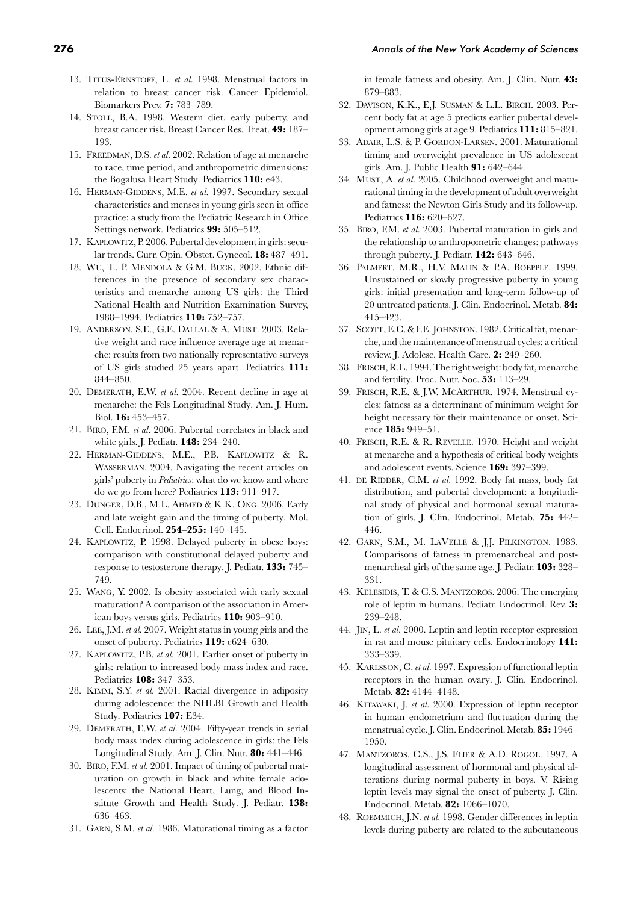13. TITUS-ERNSTOFF, L. *et al.* 1998. Menstrual factors in relation to breast cancer risk. Cancer Epidemiol. Biomarkers Prev. **7:** 783–789.
14. STOLL, B.A. 1998. Western diet, early puberty, and breast cancer risk. Breast Cancer Res. Treat. **49:** 187–193.
15. FREEDMAN, D.S. *et al.* 2002. Relation of age at menarche to race, time period, and anthropometric dimensions: the Bogalusa Heart Study. Pediatrics **110:** e43.
16. HERMAN-GIDDENS, M.E. *et al.* 1997. Secondary sexual characteristics and menses in young girls seen in office practice: a study from the Pediatric Research in Office Settings network. Pediatrics **99:** 505–512.
17. KAPLOWITZ, P. 2006. Pubertal development in girls: secular trends. Curr. Opin. Obstet. Gynecol. **18:** 487–491.
18. WU, T., P. MENDOLA & G.M. BUCK. 2002. Ethnic differences in the presence of secondary sex characteristics and menarche among US girls: the Third National Health and Nutrition Examination Survey, 1988–1994. Pediatrics **110:** 752–757.
19. ANDERSON, S.E., G.E. DALLAL & A. MUST. 2003. Relative weight and race influence average age at menarche: results from two nationally representative surveys of US girls studied 25 years apart. Pediatrics **111:** 844–850.
20. DEMERATH, E.W. *et al.* 2004. Recent decline in age at menarche: the Fels Longitudinal Study. Am. J. Hum. Biol. **16:** 453–457.
21. BIRO, F.M. *et al.* 2006. Pubertal correlates in black and white girls. J. Pediatr. **148:** 234–240.
22. HERMAN-GIDDENS, M.E., P.B. KAPLOWITZ & R. WASSERMAN. 2004. Navigating the recent articles on girls' puberty in *Pediatrics*: what do we know and where do we go from here? Pediatrics **113:** 911–917.
23. DUNGER, D.B., M.L. AHMED & K.K. ONG. 2006. Early and late weight gain and the timing of puberty. Mol. Cell. Endocrinol. **254–255:** 140–145.
24. KAPLOWITZ, P. 1998. Delayed puberty in obese boys: comparison with constitutional delayed puberty and response to testosterone therapy. J. Pediatr. **133:** 745–749.
25. WANG, Y. 2002. Is obesity associated with early sexual maturation? A comparison of the association in American boys versus girls. Pediatrics **110:** 903–910.
26. LEE, J.M. *et al.* 2007. Weight status in young girls and the onset of puberty. Pediatrics **119:** e624–630.
27. KAPLOWITZ, P.B. *et al.* 2001. Earlier onset of puberty in girls: relation to increased body mass index and race. Pediatrics **108:** 347–353.
28. KIMM, S.Y. *et al.* 2001. Racial divergence in adiposity during adolescence: the NHLBI Growth and Health Study. Pediatrics **107:** E34.
29. DEMERATH, E.W. *et al.* 2004. Fifty-year trends in serial body mass index during adolescence in girls: the Fels Longitudinal Study. Am. J. Clin. Nutr. **80:** 441–446.
30. BIRO, F.M. *et al.* 2001. Impact of timing of pubertal maturation on growth in black and white female adolescents: the National Heart, Lung, and Blood Institute Growth and Health Study. J. Pediatr. **138:** 636–463.
31. GARN, S.M. *et al.* 1986. Maturational timing as a factor in female fatness and obesity. Am. J. Clin. Nutr. **43:** 879–883.
32. DAVISON, K.K., E.J. SUSMAN & L.L. BIRCH. 2003. Percent body fat at age 5 predicts earlier pubertal development among girls at age 9. Pediatrics **111:** 815–821.
33. ADAIR, L.S. & P. GORDON-LARSEN. 2001. Maturational timing and overweight prevalence in US adolescent girls. Am. J. Public Health **91:** 642–644.
34. MUST, A. *et al.* 2005. Childhood overweight and maturational timing in the development of adult overweight and fatness: the Newton Girls Study and its follow-up. Pediatrics **116:** 620–627.
35. BIRO, F.M. *et al.* 2003. Pubertal maturation in girls and the relationship to anthropometric changes: pathways through puberty. J. Pediatr. **142:** 643–646.
36. PALMERT, M.R., H.V. MALIN & P.A. BOEPPLE. 1999. Unsustained or slowly progressive puberty in young girls: initial presentation and long-term follow-up of 20 untreated patients. J. Clin. Endocrinol. Metab. **84:** 415–423.
37. SCOTT, E.C. & F.E. JOHNSTON. 1982. Critical fat, menarche, and the maintenance of menstrual cycles: a critical review. J. Adolesc. Health Care. **2:** 249–260.
38. FRISCH, R.E. 1994. The right weight: body fat, menarche and fertility. Proc. Nutr. Soc. **53:** 113–29.
39. FRISCH, R.E. & J.W. MCARTHUR. 1974. Menstrual cycles: fatness as a determinant of minimum weight for height necessary for their maintenance or onset. Science **185:** 949–51.
40. FRISCH, R.E. & R. REVELLE. 1970. Height and weight at menarche and a hypothesis of critical body weights and adolescent events. Science **169:** 397–399.
41. DE RIDDER, C.M. *et al.* 1992. Body fat mass, body fat distribution, and pubertal development: a longitudinal study of physical and hormonal sexual maturation of girls. J. Clin. Endocrinol. Metab. **75:** 442–446.
42. GARN, S.M., M. LAVELLE & J.J. PILKINGTON. 1983. Comparisons of fatness in premenarcheal and postmenarcheal girls of the same age. J. Pediatr. **103:** 328–331.
43. KELESIDIS, T. & C.S. MANTZOROS. 2006. The emerging role of leptin in humans. Pediatr. Endocrinol. Rev. **3:** 239–248.
44. JIN, L. *et al.* 2000. Leptin and leptin receptor expression in rat and mouse pituitary cells. Endocrinology **141:** 333–339.
45. KARLSSON, C. *et al.* 1997. Expression of functional leptin receptors in the human ovary. J. Clin. Endocrinol. Metab. **82:** 4144–4148.
46. KITAWAKI, J. *et al.* 2000. Expression of leptin receptor in human endometrium and fluctuation during the menstrual cycle. J. Clin. Endocrinol. Metab. **85:** 1946–1950.
47. MANTZOROS, C.S., J.S. FLIER & A.D. ROGOL. 1997. A longitudinal assessment of hormonal and physical alterations during normal puberty in boys. V. Rising leptin levels may signal the onset of puberty. J. Clin. Endocrinol. Metab. **82:** 1066–1070.
48. ROEMMICH, J.N. *et al.* 1998. Gender differences in leptin levels during puberty are related to the subcutaneous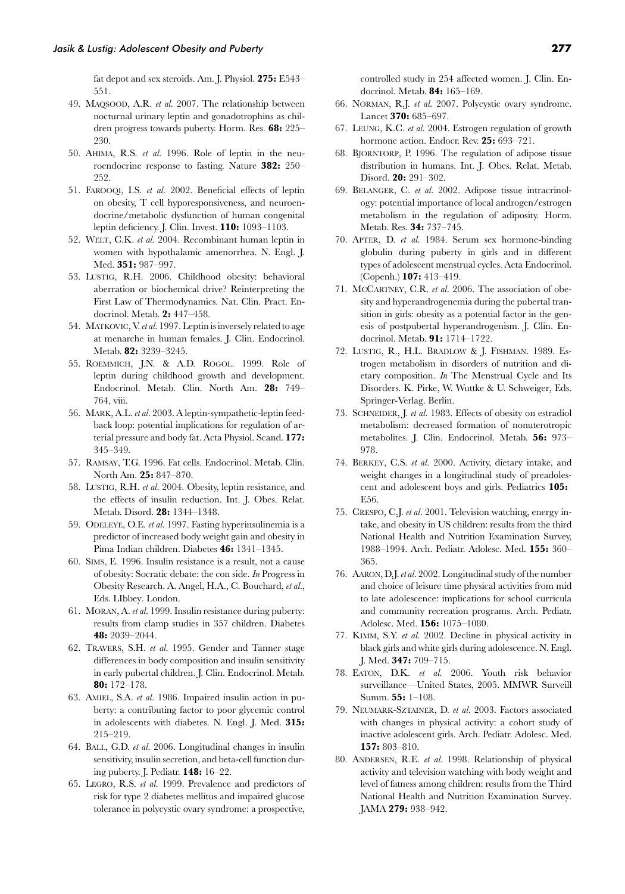fat depot and sex steroids. Am. J. Physiol. **275:** E543–551.

49. MAQSOOD, A.R. *et al.* 2007. The relationship between nocturnal urinary leptin and gonadotrophins as children progress towards puberty. Horm. Res. **68:** 225–230.
50. AHIMA, R.S. *et al.* 1996. Role of leptin in the neuroendocrine response to fasting. Nature **382:** 250–252.
51. FAROOQI, I.S. *et al.* 2002. Beneficial effects of leptin on obesity, T cell hyporesponsiveness, and neuroendocrine/metabolic dysfunction of human congenital leptin deficiency. J. Clin. Invest. **110:** 1093–1103.
52. WELT, C.K. *et al.* 2004. Recombinant human leptin in women with hypothalamic amenorrhea. N. Engl. J. Med. **351:** 987–997.
53. LUSTIG, R.H. 2006. Childhood obesity: behavioral aberration or biochemical drive? Reinterpreting the First Law of Thermodynamics. Nat. Clin. Pract. Endocrinol. Metab. **2:** 447–458.
54. MATKOVIC, V. *et al.* 1997. Leptin is inversely related to age at menarche in human females. J. Clin. Endocrinol. Metab. **82:** 3239–3245.
55. ROEMMICH, J.N. & A.D. ROGOL. 1999. Role of leptin during childhood growth and development. Endocrinol. Metab. Clin. North Am. **28:** 749–764, viii.
56. MARK, A.L. *et al.* 2003. A leptin-sympathetic-leptin feedback loop: potential implications for regulation of arterial pressure and body fat. Acta Physiol. Scand. **177:** 345–349.
57. RAMSAY, T.G. 1996. Fat cells. Endocrinol. Metab. Clin. North Am. **25:** 847–870.
58. LUSTIG, R.H. *et al.* 2004. Obesity, leptin resistance, and the effects of insulin reduction. Int. J. Obes. Relat. Metab. Disord. **28:** 1344–1348.
59. ODELEYE, O.E. *et al.* 1997. Fasting hyperinsulinemia is a predictor of increased body weight gain and obesity in Pima Indian children. Diabetes **46:** 1341–1345.
60. SIMS, E. 1996. Insulin resistance is a result, not a cause of obesity: Socratic debate: the con side. *In* Progress in Obesity Research. A. Angel, H.A., C. Bouchard, *et al.*, Eds. LIbbey. London.
61. MORAN, A. *et al.* 1999. Insulin resistance during puberty: results from clamp studies in 357 children. Diabetes **48:** 2039–2044.
62. TRAVERS, S.H. *et al.* 1995. Gender and Tanner stage differences in body composition and insulin sensitivity in early pubertal children. J. Clin. Endocrinol. Metab. **80:** 172–178.
63. AMIEL, S.A. *et al.* 1986. Impaired insulin action in puberty: a contributing factor to poor glycemic control in adolescents with diabetes. N. Engl. J. Med. **315:** 215–219.
64. BALL, G.D. *et al.* 2006. Longitudinal changes in insulin sensitivity, insulin secretion, and beta-cell function during puberty. J. Pediatr. **148:** 16–22.
65. LEGRO, R.S. *et al.* 1999. Prevalence and predictors of risk for type 2 diabetes mellitus and impaired glucose tolerance in polycystic ovary syndrome: a prospective, controlled study in 254 affected women. J. Clin. Endocrinol. Metab. **84:** 165–169.
66. NORMAN, R.J. *et al.* 2007. Polycystic ovary syndrome. Lancet **370:** 685–697.
67. LEUNG, K.C. *et al.* 2004. Estrogen regulation of growth hormone action. Endocr. Rev. **25:** 693–721.
68. BJORNTORP, P. 1996. The regulation of adipose tissue distribution in humans. Int. J. Obes. Relat. Metab. Disord. **20:** 291–302.
69. BELANGER, C. *et al.* 2002. Adipose tissue intracrinology: potential importance of local androgen/estrogen metabolism in the regulation of adiposity. Horm. Metab. Res. **34:** 737–745.
70. APTER, D. *et al.* 1984. Serum sex hormone-binding globulin during puberty in girls and in different types of adolescent menstrual cycles. Acta Endocrinol. (Copenh.) **107:** 413–419.
71. MCCARTNEY, C.R. *et al.* 2006. The association of obesity and hyperandrogenemia during the pubertal transition in girls: obesity as a potential factor in the genesis of postpubertal hyperandrogenism. J. Clin. Endocrinol. Metab. **91:** 1714–1722.
72. LUSTIG, R., H.L. BRADLOW & J. FISHMAN. 1989. Estrogen metabolism in disorders of nutrition and dietary composition. *In* The Menstrual Cycle and Its Disorders. K. Pirke, W. Wuttke & U. Schweiger, Eds. Springer-Verlag. Berlin.
73. SCHNEIDER, J. *et al.* 1983. Effects of obesity on estradiol metabolism: decreased formation of nonuterotropic metabolites. J. Clin. Endocrinol. Metab. **56:** 973–978.
74. BERKEY, C.S. *et al.* 2000. Activity, dietary intake, and weight changes in a longitudinal study of preadolescent and adolescent boys and girls. Pediatrics **105:** E56.
75. CRESPO, C.J. *et al.* 2001. Television watching, energy intake, and obesity in US children: results from the third National Health and Nutrition Examination Survey, 1988–1994. Arch. Pediatr. Adolesc. Med. **155:** 360–365.
76. AARON, D.J. *et al.* 2002. Longitudinal study of the number and choice of leisure time physical activities from mid to late adolescence: implications for school curricula and community recreation programs. Arch. Pediatr. Adolesc. Med. **156:** 1075–1080.
77. KIMM, S.Y. *et al.* 2002. Decline in physical activity in black girls and white girls during adolescence. N. Engl. J. Med. **347:** 709–715.
78. EATON, D.K. *et al.* 2006. Youth risk behavior surveillance—United States, 2005. MMWR Surveill Summ. **55:** 1–108.
79. NEUMARK-SZTAINER, D. *et al.* 2003. Factors associated with changes in physical activity: a cohort study of inactive adolescent girls. Arch. Pediatr. Adolesc. Med. **157:** 803–810.
80. ANDERSEN, R.E. *et al.* 1998. Relationship of physical activity and television watching with body weight and level of fatness among children: results from the Third National Health and Nutrition Examination Survey. JAMA **279:** 938–942.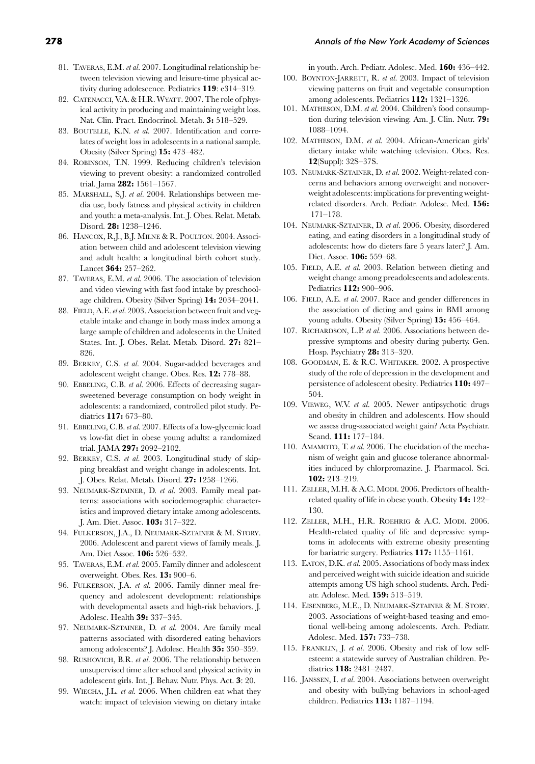81. TAVERAS, E.M. *et al.* 2007. Longitudinal relationship between television viewing and leisure-time physical activity during adolescence. Pediatrics **119**: e314–319.
82. CATENACCI, V.A. & H.R. WYATT. 2007. The role of physical activity in producing and maintaining weight loss. Nat. Clin. Pract. Endocrinol. Metab. **3:** 518–529.
83. BOUTELLE, K.N. *et al.* 2007. Identification and correlates of weight loss in adolescents in a national sample. Obesity (Silver Spring) **15:** 473–482.
84. ROBINSON, T.N. 1999. Reducing children's television viewing to prevent obesity: a randomized controlled trial. Jama **282:** 1561–1567.
85. MARSHALL, S.J. *et al.* 2004. Relationships between media use, body fatness and physical activity in children and youth: a meta-analysis. Int. J. Obes. Relat. Metab. Disord. **28:** 1238–1246.
86. HANCOX, R.J., B.J. MILNE & R. POULTON. 2004. Association between child and adolescent television viewing and adult health: a longitudinal birth cohort study. Lancet **364:** 257–262.
87. TAVERAS, E.M. *et al.* 2006. The association of television and video viewing with fast food intake by preschool-age children. Obesity (Silver Spring) **14:** 2034–2041.
88. FIELD, A.E. *et al.* 2003. Association between fruit and vegetable intake and change in body mass index among a large sample of children and adolescents in the United States. Int. J. Obes. Relat. Metab. Disord. **27:** 821–826.
89. BERKEY, C.S. *et al.* 2004. Sugar-added beverages and adolescent weight change. Obes. Res. **12:** 778–88.
90. EBBELING, C.B. *et al.* 2006. Effects of decreasing sugar-sweetened beverage consumption on body weight in adolescents: a randomized, controlled pilot study. Pediatrics **117:** 673–80.
91. EBBELING, C.B. *et al.* 2007. Effects of a low-glycemic load vs low-fat diet in obese young adults: a randomized trial. JAMA **297:** 2092–2102.
92. BERKEY, C.S. *et al.* 2003. Longitudinal study of skipping breakfast and weight change in adolescents. Int. J. Obes. Relat. Metab. Disord. **27:** 1258–1266.
93. NEUMARK-SZTAINER, D. *et al.* 2003. Family meal patterns: associations with sociodemographic characteristics and improved dietary intake among adolescents. J. Am. Diet. Assoc. **103:** 317–322.
94. FULKERSON, J.A., D. NEUMARK-SZTAINER & M. STORY. 2006. Adolescent and parent views of family meals. J. Am. Diet Assoc. **106:** 526–532.
95. TAVERAS, E.M. *et al.* 2005. Family dinner and adolescent overweight. Obes. Res. **13:** 900–6.
96. FULKERSON, J.A. *et al.* 2006. Family dinner meal frequency and adolescent development: relationships with developmental assets and high-risk behaviors. J. Adolesc. Health **39:** 337–345.
97. NEUMARK-SZTAINER, D. *et al.* 2004. Are family meal patterns associated with disordered eating behaviors among adolescents? J. Adolesc. Health **35:** 350–359.
98. RUSHOVICH, B.R. *et al.* 2006. The relationship between unsupervised time after school and physical activity in adolescent girls. Int. J. Behav. Nutr. Phys. Act. **3**: 20.
99. WIECHA, J.L. *et al.* 2006. When children eat what they watch: impact of television viewing on dietary intake in youth. Arch. Pediatr. Adolesc. Med. **160:** 436–442.
100. BOYNTON-JARRETT, R. *et al.* 2003. Impact of television viewing patterns on fruit and vegetable consumption among adolescents. Pediatrics **112:** 1321–1326.
101. MATHESON, D.M. *et al.* 2004. Children's food consumption during television viewing. Am. J. Clin. Nutr. **79:** 1088–1094.
102. MATHESON, D.M. *et al.* 2004. African-American girls' dietary intake while watching television. Obes. Res. **12**(Suppl): 32S–37S.
103. NEUMARK-SZTAINER, D. *et al.* 2002. Weight-related concerns and behaviors among overweight and nonoverweight adolescents: implications for preventing weight-related disorders. Arch. Pediatr. Adolesc. Med. **156:** 171–178.
104. NEUMARK-SZTAINER, D. *et al.* 2006. Obesity, disordered eating, and eating disorders in a longitudinal study of adolescents: how do dieters fare 5 years later? J. Am. Diet. Assoc. **106:** 559–68.
105. FIELD, A.E. *et al.* 2003. Relation between dieting and weight change among preadolescents and adolescents. Pediatrics **112:** 900–906.
106. FIELD, A.E. *et al.* 2007. Race and gender differences in the association of dieting and gains in BMI among young adults. Obesity (Silver Spring) **15:** 456–464.
107. RICHARDSON, L.P. *et al.* 2006. Associations between depressive symptoms and obesity during puberty. Gen. Hosp. Psychiatry **28:** 313–320.
108. GOODMAN, E. & R.C. WHITAKER. 2002. A prospective study of the role of depression in the development and persistence of adolescent obesity. Pediatrics **110:** 497–504.
109. VIEWEG, W.V. *et al.* 2005. Newer antipsychotic drugs and obesity in children and adolescents. How should we assess drug-associated weight gain? Acta Psychiatr. Scand. **111:** 177–184.
110. AMAMOTO, T. *et al.* 2006. The elucidation of the mechanism of weight gain and glucose tolerance abnormalities induced by chlorpromazine. J. Pharmacol. Sci. **102:** 213–219.
111. ZELLER, M.H. & A.C. MODI. 2006. Predictors of health-related quality of life in obese youth. Obesity **14:** 122–130.
112. ZELLER, M.H., H.R. ROEHRIG & A.C. MODI. 2006. Health-related quality of life and depressive symptoms in adolecents with extreme obesity presenting for bariatric surgery. Pediatrics **117:** 1155–1161.
113. EATON, D.K. *et al.* 2005. Associations of body mass index and perceived weight with suicide ideation and suicide attempts among US high school students. Arch. Pediatr. Adolesc. Med. **159:** 513–519.
114. EISENBERG, M.E., D. NEUMARK-SZTAINER & M. STORY. 2003. Associations of weight-based teasing and emotional well-being among adolescents. Arch. Pediatr. Adolesc. Med. **157:** 733–738.
115. FRANKLIN, J. *et al.* 2006. Obesity and risk of low self-esteem: a statewide survey of Australian children. Pediatrics **118:** 2481–2487.
116. JANSSEN, I. *et al.* 2004. Associations between overweight and obesity with bullying behaviors in school-aged children. Pediatrics **113:** 1187–1194.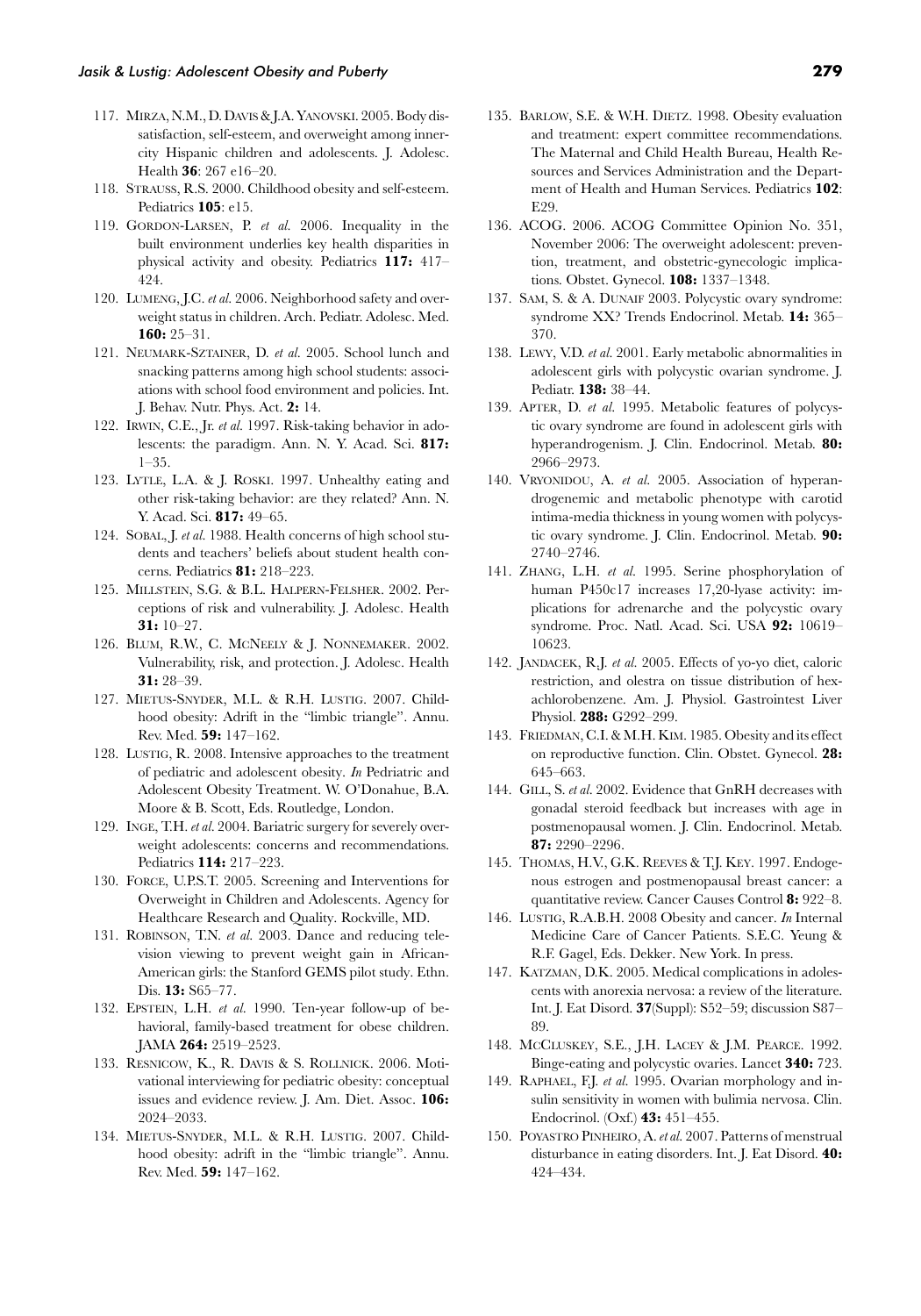117. MIRZA, N.M., D. DAVIS & J.A. YANOVSKI. 2005. Body dissatisfaction, self-esteem, and overweight among inner-city Hispanic children and adolescents. J. Adolesc. Health **36**: 267 e16–20.
118. STRAUSS, R.S. 2000. Childhood obesity and self-esteem. Pediatrics **105**: e15.
119. GORDON-LARSEN, P. *et al.* 2006. Inequality in the built environment underlies key health disparities in physical activity and obesity. Pediatrics **117:** 417–424.
120. LUMENG, J.C. *et al.* 2006. Neighborhood safety and overweight status in children. Arch. Pediatr. Adolesc. Med. **160:** 25–31.
121. NEUMARK-SZTAINER, D. *et al.* 2005. School lunch and snacking patterns among high school students: associations with school food environment and policies. Int. J. Behav. Nutr. Phys. Act. **2:** 14.
122. IRWIN, C.E., Jr. *et al.* 1997. Risk-taking behavior in adolescents: the paradigm. Ann. N. Y. Acad. Sci. **817:** 1–35.
123. LYTLE, L.A. & J. ROSKI. 1997. Unhealthy eating and other risk-taking behavior: are they related? Ann. N. Y. Acad. Sci. **817:** 49–65.
124. SOBAL, J. *et al.* 1988. Health concerns of high school students and teachers' beliefs about student health concerns. Pediatrics **81:** 218–223.
125. MILLSTEIN, S.G. & B.L. HALPERN-FELSHER. 2002. Perceptions of risk and vulnerability. J. Adolesc. Health **31:** 10–27.
126. BLUM, R.W., C. MCNEELY & J. NONNEMAKER. 2002. Vulnerability, risk, and protection. J. Adolesc. Health **31:** 28–39.
127. MIETUS-SNYDER, M.L. & R.H. LUSTIG. 2007. Childhood obesity: Adrift in the "limbic triangle". Annu. Rev. Med. **59:** 147–162.
128. LUSTIG, R. 2008. Intensive approaches to the treatment of pediatric and adolescent obesity. *In* Pedriatric and Adolescent Obesity Treatment. W. O'Donahue, B.A. Moore & B. Scott, Eds. Routledge, London.
129. INGE, T.H. *et al.* 2004. Bariatric surgery for severely overweight adolescents: concerns and recommendations. Pediatrics **114:** 217–223.
130. FORCE, U.P.S.T. 2005. Screening and Interventions for Overweight in Children and Adolescents. Agency for Healthcare Research and Quality. Rockville, MD.
131. ROBINSON, T.N. *et al.* 2003. Dance and reducing television viewing to prevent weight gain in African-American girls: the Stanford GEMS pilot study. Ethn. Dis. **13:** S65–77.
132. EPSTEIN, L.H. *et al.* 1990. Ten-year follow-up of behavioral, family-based treatment for obese children. JAMA **264:** 2519–2523.
133. RESNICOW, K., R. DAVIS & S. ROLLNICK. 2006. Motivational interviewing for pediatric obesity: conceptual issues and evidence review. J. Am. Diet. Assoc. **106:** 2024–2033.
134. MIETUS-SNYDER, M.L. & R.H. LUSTIG. 2007. Childhood obesity: adrift in the "limbic triangle". Annu. Rev. Med. **59:** 147–162.
135. BARLOW, S.E. & W.H. DIETZ. 1998. Obesity evaluation and treatment: expert committee recommendations. The Maternal and Child Health Bureau, Health Resources and Services Administration and the Department of Health and Human Services. Pediatrics **102**: E29.
136. ACOG. 2006. ACOG Committee Opinion No. 351, November 2006: The overweight adolescent: prevention, treatment, and obstetric-gynecologic implications. Obstet. Gynecol. **108:** 1337–1348.
137. SAM, S. & A. DUNAIF 2003. Polycystic ovary syndrome: syndrome XX? Trends Endocrinol. Metab. **14:** 365–370.
138. LEWY, V.D. *et al.* 2001. Early metabolic abnormalities in adolescent girls with polycystic ovarian syndrome. J. Pediatr. **138:** 38–44.
139. APTER, D. *et al.* 1995. Metabolic features of polycystic ovary syndrome are found in adolescent girls with hyperandrogenism. J. Clin. Endocrinol. Metab. **80:** 2966–2973.
140. VRYONIDOU, A. *et al.* 2005. Association of hyperandrogenemic and metabolic phenotype with carotid intima-media thickness in young women with polycystic ovary syndrome. J. Clin. Endocrinol. Metab. **90:** 2740–2746.
141. ZHANG, L.H. *et al.* 1995. Serine phosphorylation of human P450c17 increases 17,20-lyase activity: implications for adrenarche and the polycystic ovary syndrome. Proc. Natl. Acad. Sci. USA **92:** 10619–10623.
142. JANDACEK, R.J. *et al.* 2005. Effects of yo-yo diet, caloric restriction, and olestra on tissue distribution of hexachlorobenzene. Am. J. Physiol. Gastrointest Liver Physiol. **288:** G292–299.
143. FRIEDMAN, C.I. & M.H. KIM. 1985. Obesity and its effect on reproductive function. Clin. Obstet. Gynecol. **28:** 645–663.
144. GILL, S. *et al.* 2002. Evidence that GnRH decreases with gonadal steroid feedback but increases with age in postmenopausal women. J. Clin. Endocrinol. Metab. **87:** 2290–2296.
145. THOMAS, H.V., G.K. REEVES & T.J. KEY. 1997. Endogenous estrogen and postmenopausal breast cancer: a quantitative review. Cancer Causes Control **8:** 922–8.
146. LUSTIG, R.A.B.H. 2008 Obesity and cancer. *In* Internal Medicine Care of Cancer Patients. S.E.C. Yeung & R.F. Gagel, Eds. Dekker. New York. In press.
147. KATZMAN, D.K. 2005. Medical complications in adolescents with anorexia nervosa: a review of the literature. Int. J. Eat Disord. **37**(Suppl): S52–59; discussion S87–89.
148. MCCLUSKEY, S.E., J.H. LACEY & J.M. PEARCE. 1992. Binge-eating and polycystic ovaries. Lancet **340:** 723.
149. RAPHAEL, F.J. *et al.* 1995. Ovarian morphology and insulin sensitivity in women with bulimia nervosa. Clin. Endocrinol. (Oxf.) **43:** 451–455.
150. POYASTRO PINHEIRO, A. *et al.* 2007. Patterns of menstrual disturbance in eating disorders. Int. J. Eat Disord. **40:** 424–434.